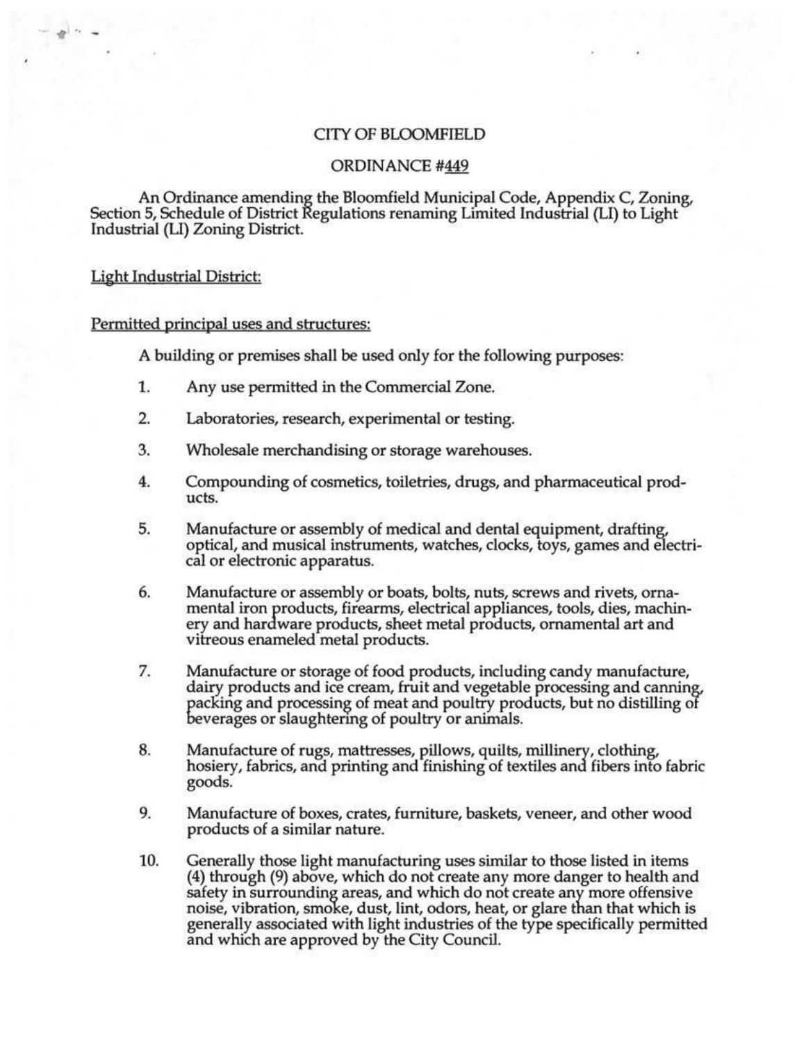CITY OF BLOOMFIELD

ORDINANCE #449

An Ordinance amending the Bloomfield Municipal Code, Appendix C, Zoning, Section 5, Schedule of District Regulations renaming Limited Industrial (LI) to Light Industrial (LI) Zoning District.

Light Industrial District:

Permitted principal uses and structures:

A building or premises shall be used only for the following purposes:

1. Any use permitted in the Commercial Zone.
2. Laboratories, research, experimental or testing.
3. Wholesale merchandising or storage warehouses.
4. Compounding of cosmetics, toiletries, drugs, and pharmaceutical products.
5. Manufacture or assembly of medical and dental equipment, drafting, optical, and musical instruments, watches, clocks, toys, games and electrical or electronic apparatus.
6. Manufacture or assembly or boats, bolts, nuts, screws and rivets, ornamental iron products, firearms, electrical appliances, tools, dies, machinery and hardware products, sheet metal products, ornamental art and vitreous enameled metal products.
7. Manufacture or storage of food products, including candy manufacture, dairy products and ice cream, fruit and vegetable processing and canning, packing and processing of meat and poultry products, but no distilling of beverages or slaughtering of poultry or animals.
8. Manufacture of rugs, mattresses, pillows, quilts, millinery, clothing, hosiery, fabrics, and printing and finishing of textiles and fibers into fabric goods.
9. Manufacture of boxes, crates, furniture, baskets, veneer, and other wood products of a similar nature.
10. Generally those light manufacturing uses similar to those listed in items (4) through (9) above, which do not create any more danger to health and safety in surrounding areas, and which do not create any more offensive noise, vibration, smoke, dust, lint, odors, heat, or glare than that which is generally associated with light industries of the type specifically permitted and which are approved by the City Council.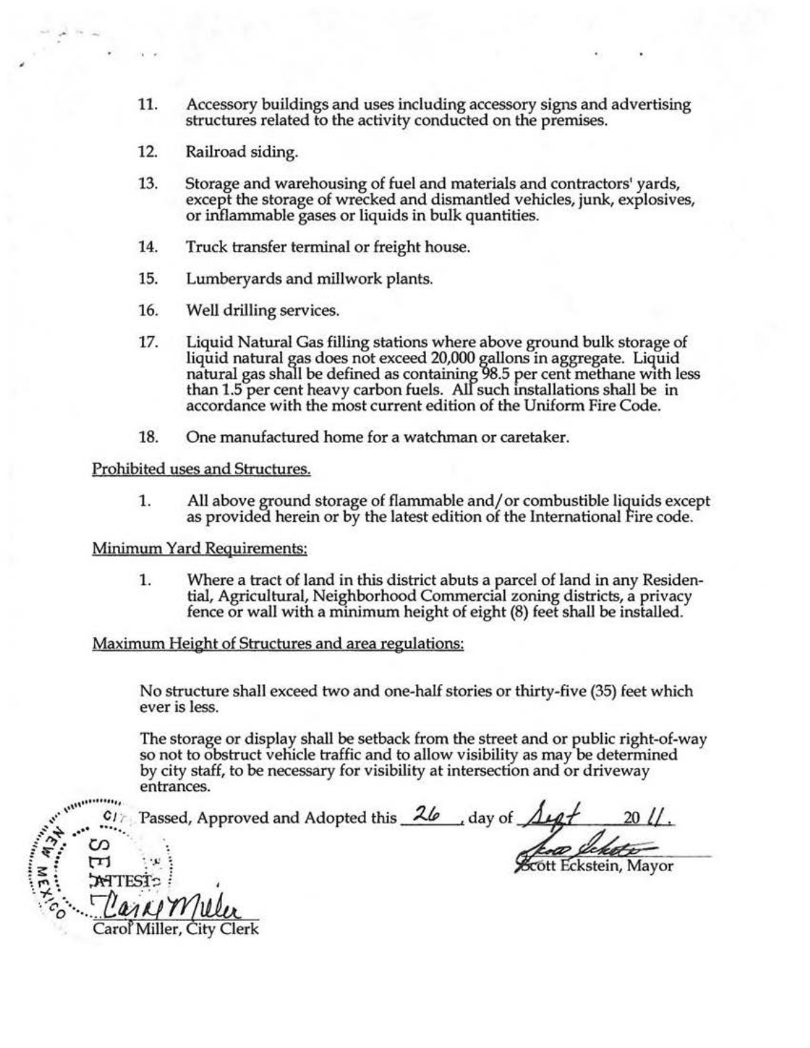11. Accessory buildings and uses including accessory signs and advertising structures related to the activity conducted on the premises.

12. Railroad siding.

13. Storage and warehousing of fuel and materials and contractors' yards, except the storage of wrecked and dismantled vehicles, junk, explosives, or inflammable gases or liquids in bulk quantities.

14. Truck transfer terminal or freight house.

15. Lumberyards and millwork plants.

16. Well drilling services.

17. Liquid Natural Gas filling stations where above ground bulk storage of liquid natural gas does not exceed 20,000 gallons in aggregate. Liquid natural gas shall be defined as containing 98.5 per cent methane with less than 1.5 per cent heavy carbon fuels. All such installations shall be in accordance with the most current edition of the Uniform Fire Code.

18. One manufactured home for a watchman or caretaker.

Prohibited uses and Structures.

1. All above ground storage of flammable and/or combustible liquids except as provided herein or by the latest edition of the International Fire code.

Minimum Yard Requirements:

1. Where a tract of land in this district abuts a parcel of land in any Residential, Agricultural, Neighborhood Commercial zoning districts, a privacy fence or wall with a minimum height of eight (8) feet shall be installed.

Maximum Height of Structures and area regulations:

No structure shall exceed two and one-half stories or thirty-five (35) feet which ever is less.

The storage or display shall be setback from the street and or public right-of-way so not to obstruct vehicle traffic and to allow visibility as may be determined by city staff, to be necessary for visibility at intersection and or driveway entrances.

Passed, Approved and Adopted this 26 day of Sept 2011.

Scott Eckstein, Mayor

ATTEST:

Carol Miller, City Clerk